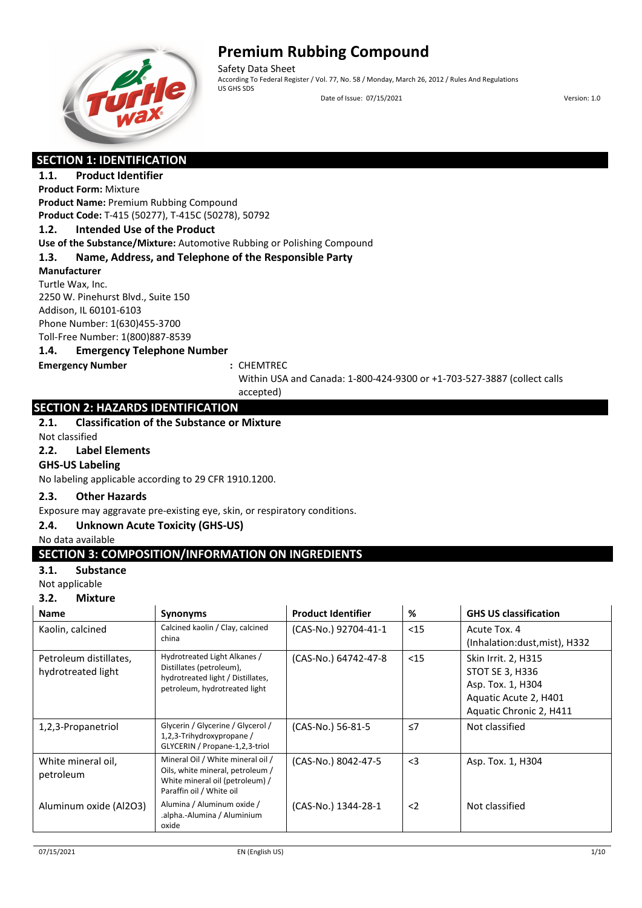# Premium Rubbing Compound

Safety Data Sheet

According To Federal Register / Vol. 77, No. 58 / Monday, March 26, 2012 / Rules And Regulations

US GHS SDS

Date of Issue: 07/15/2021 Version: 1.0

## SECTION 1: IDENTIFICATION

### 1.1. Product Identifier

**Product Form:** Mixture

**Product Name:** Premium Rubbing Compound

**Product Code:** T-415 (50277), T-415C (50278), 50792

### 1.2. Intended Use of the Product

**Use of the Substance/Mixture:** Automotive Rubbing or Polishing Compound

### 1.3. Name, Address, and Telephone of the Responsible Party

**Manufacturer**

Turtle Wax, Inc.
2250 W. Pinehurst Blvd., Suite 150
Addison, IL 60101-6103
Phone Number: 1(630)455-3700
Toll-Free Number: 1(800)887-8539

### 1.4. Emergency Telephone Number

**Emergency Number** : CHEMTREC
Within USA and Canada: 1-800-424-9300 or +1-703-527-3887 (collect calls accepted)

## SECTION 2: HAZARDS IDENTIFICATION

### 2.1. Classification of the Substance or Mixture

Not classified

### 2.2. Label Elements

**GHS-US Labeling**

No labeling applicable according to 29 CFR 1910.1200.

### 2.3. Other Hazards

Exposure may aggravate pre-existing eye, skin, or respiratory conditions.

### 2.4. Unknown Acute Toxicity (GHS-US)

No data available

## SECTION 3: COMPOSITION/INFORMATION ON INGREDIENTS

### 3.1. Substance

Not applicable

### 3.2. Mixture

| Name | Synonyms | Product Identifier | % | GHS US classification |
|---|---|---|---|---|
| Kaolin, calcined | Calcined kaolin / Clay, calcined china | (CAS-No.) 92704-41-1 | <15 | Acute Tox. 4 (Inhalation:dust,mist), H332 |
| Petroleum distillates, hydrotreated light | Hydrotreated Light Alkanes / Distillates (petroleum), hydrotreated light / Distillates, petroleum, hydrotreated light | (CAS-No.) 64742-47-8 | <15 | Skin Irrit. 2, H315<br>STOT SE 3, H336<br>Asp. Tox. 1, H304<br>Aquatic Acute 2, H401<br>Aquatic Chronic 2, H411 |
| 1,2,3-Propanetriol | Glycerin / Glycerine / Glycerol / 1,2,3-Trihydroxypropane / GLYCERIN / Propane-1,2,3-triol | (CAS-No.) 56-81-5 | ≤7 | Not classified |
| White mineral oil, petroleum | Mineral Oil / White mineral oil / Oils, white mineral, petroleum / White mineral oil (petroleum) / Paraffin oil / White oil | (CAS-No.) 8042-47-5 | <3 | Asp. Tox. 1, H304 |
| Aluminum oxide (Al2O3) | Alumina / Aluminum oxide / .alpha.-Alumina / Aluminium oxide | (CAS-No.) 1344-28-1 | <2 | Not classified |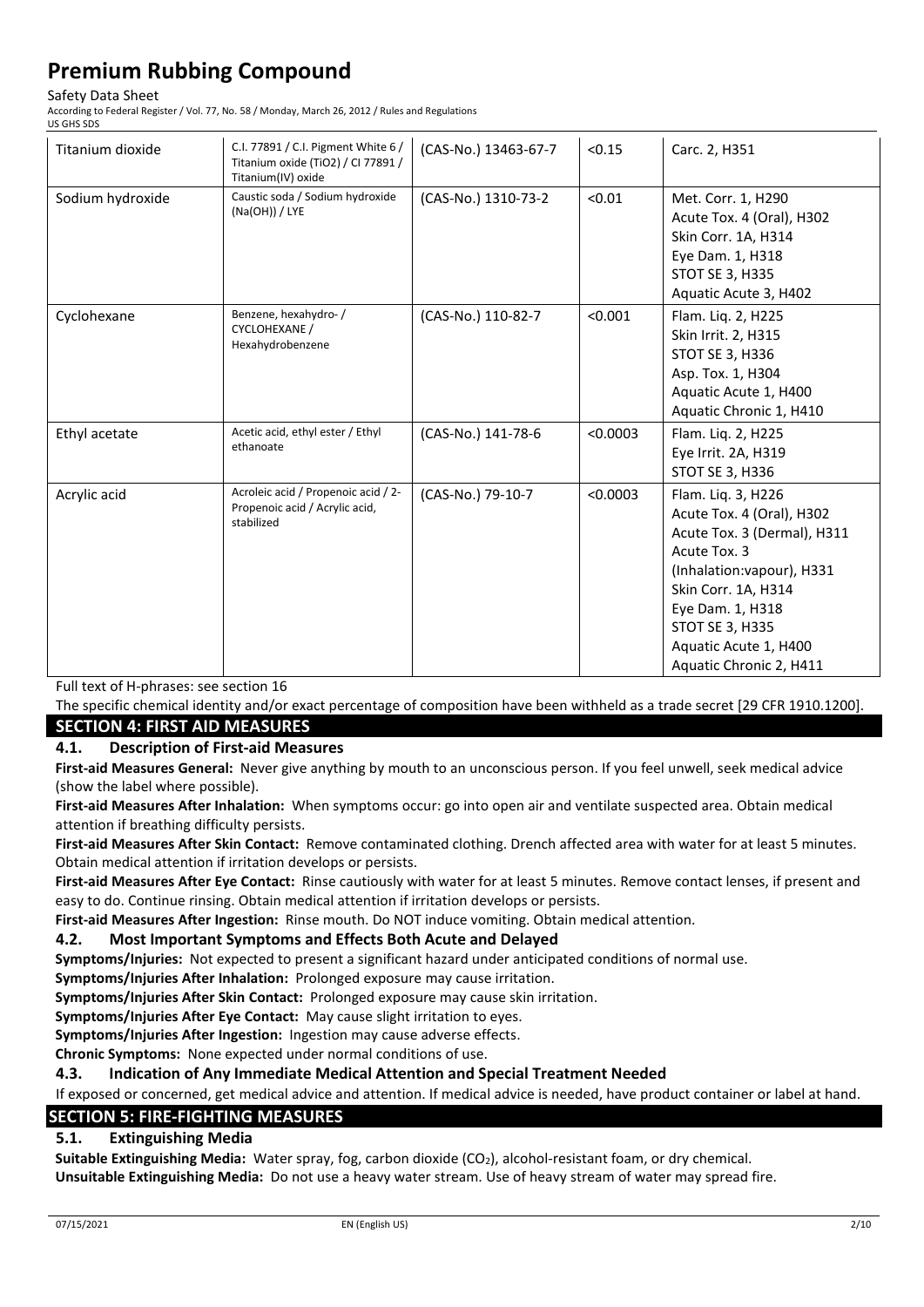| Titanium dioxide | C.I. 77891 / C.I. Pigment White 6 / Titanium oxide (TiO2) / CI 77891 / Titanium(IV) oxide | (CAS-No.) 13463-67-7 | <0.15 | Carc. 2, H351 |
|---|---|---|---|---|
| Sodium hydroxide | Caustic soda / Sodium hydroxide (Na(OH)) / LYE | (CAS-No.) 1310-73-2 | <0.01 | Met. Corr. 1, H290<br>Acute Tox. 4 (Oral), H302<br>Skin Corr. 1A, H314<br>Eye Dam. 1, H318<br>STOT SE 3, H335<br>Aquatic Acute 3, H402 |
| Cyclohexane | Benzene, hexahydro- / CYCLOHEXANE / Hexahydrobenzene | (CAS-No.) 110-82-7 | <0.001 | Flam. Liq. 2, H225<br>Skin Irrit. 2, H315<br>STOT SE 3, H336<br>Asp. Tox. 1, H304<br>Aquatic Acute 1, H400<br>Aquatic Chronic 1, H410 |
| Ethyl acetate | Acetic acid, ethyl ester / Ethyl ethanoate | (CAS-No.) 141-78-6 | <0.0003 | Flam. Liq. 2, H225<br>Eye Irrit. 2A, H319<br>STOT SE 3, H336 |
| Acrylic acid | Acroleic acid / Propenoic acid / 2-Propenoic acid / Acrylic acid, stabilized | (CAS-No.) 79-10-7 | <0.0003 | Flam. Liq. 3, H226<br>Acute Tox. 4 (Oral), H302<br>Acute Tox. 3 (Dermal), H311<br>Acute Tox. 3 (Inhalation:vapour), H331<br>Skin Corr. 1A, H314<br>Eye Dam. 1, H318<br>STOT SE 3, H335<br>Aquatic Acute 1, H400<br>Aquatic Chronic 2, H411 |

Full text of H-phrases: see section 16

The specific chemical identity and/or exact percentage of composition have been withheld as a trade secret [29 CFR 1910.1200].

## SECTION 4: FIRST AID MEASURES

### 4.1. Description of First-aid Measures

**First-aid Measures General:** Never give anything by mouth to an unconscious person. If you feel unwell, seek medical advice (show the label where possible).

**First-aid Measures After Inhalation:** When symptoms occur: go into open air and ventilate suspected area. Obtain medical attention if breathing difficulty persists.

**First-aid Measures After Skin Contact:** Remove contaminated clothing. Drench affected area with water for at least 5 minutes. Obtain medical attention if irritation develops or persists.

**First-aid Measures After Eye Contact:** Rinse cautiously with water for at least 5 minutes. Remove contact lenses, if present and easy to do. Continue rinsing. Obtain medical attention if irritation develops or persists.

**First-aid Measures After Ingestion:** Rinse mouth. Do NOT induce vomiting. Obtain medical attention.

### 4.2. Most Important Symptoms and Effects Both Acute and Delayed

**Symptoms/Injuries:** Not expected to present a significant hazard under anticipated conditions of normal use.

**Symptoms/Injuries After Inhalation:** Prolonged exposure may cause irritation.

**Symptoms/Injuries After Skin Contact:** Prolonged exposure may cause skin irritation.

**Symptoms/Injuries After Eye Contact:** May cause slight irritation to eyes.

**Symptoms/Injuries After Ingestion:** Ingestion may cause adverse effects.

**Chronic Symptoms:** None expected under normal conditions of use.

### 4.3. Indication of Any Immediate Medical Attention and Special Treatment Needed

If exposed or concerned, get medical advice and attention. If medical advice is needed, have product container or label at hand.

## SECTION 5: FIRE-FIGHTING MEASURES

### 5.1. Extinguishing Media

**Suitable Extinguishing Media:** Water spray, fog, carbon dioxide ($CO_2$), alcohol-resistant foam, or dry chemical.

**Unsuitable Extinguishing Media:** Do not use a heavy water stream. Use of heavy stream of water may spread fire.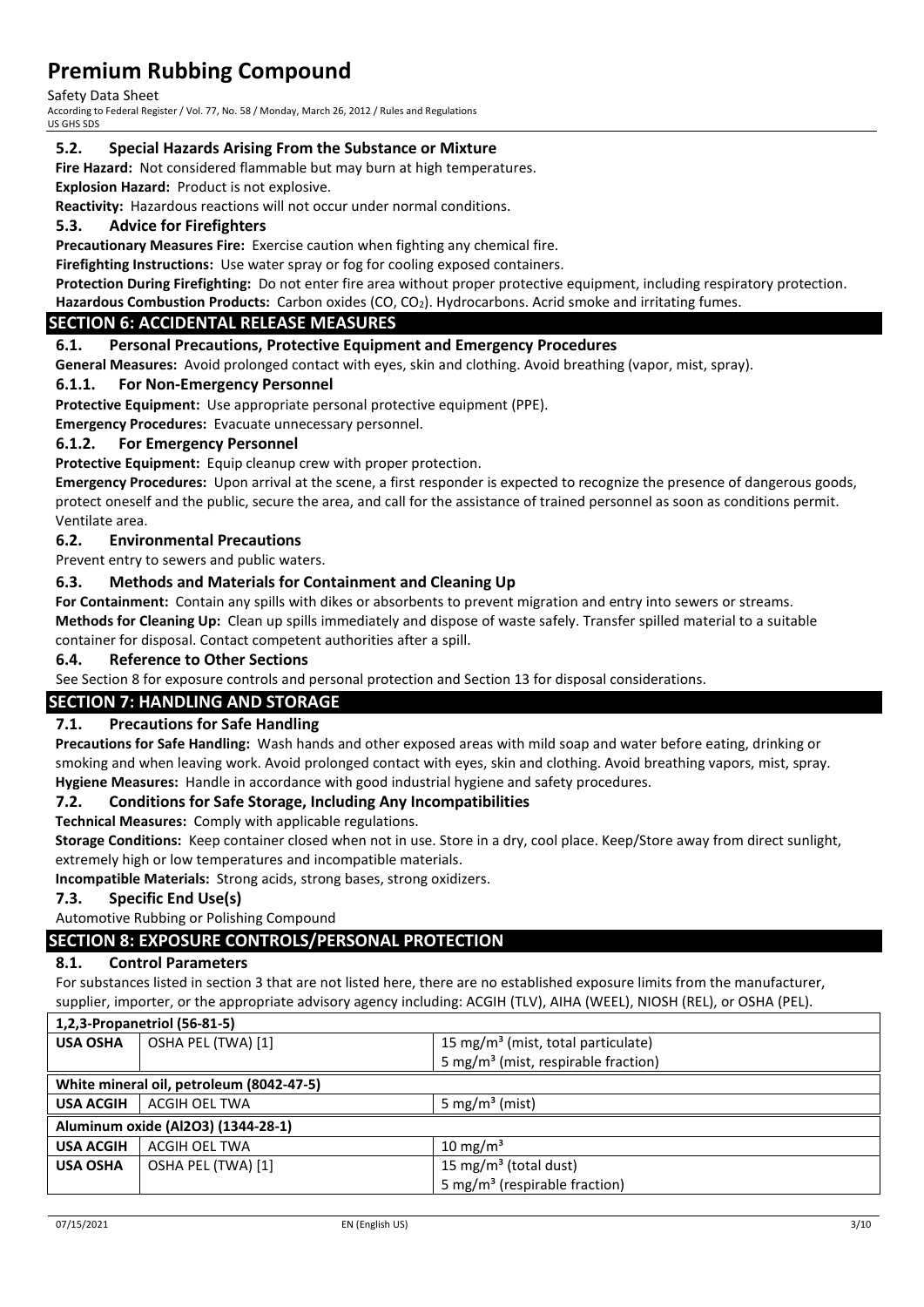### 5.2. Special Hazards Arising From the Substance or Mixture

**Fire Hazard:** Not considered flammable but may burn at high temperatures.

**Explosion Hazard:** Product is not explosive.

**Reactivity:** Hazardous reactions will not occur under normal conditions.

### 5.3. Advice for Firefighters

**Precautionary Measures Fire:** Exercise caution when fighting any chemical fire.

**Firefighting Instructions:** Use water spray or fog for cooling exposed containers.

**Protection During Firefighting:** Do not enter fire area without proper protective equipment, including respiratory protection.

**Hazardous Combustion Products:** Carbon oxides ($CO$, $CO_2$). Hydrocarbons. Acrid smoke and irritating fumes.

## SECTION 6: ACCIDENTAL RELEASE MEASURES

### 6.1. Personal Precautions, Protective Equipment and Emergency Procedures

**General Measures:** Avoid prolonged contact with eyes, skin and clothing. Avoid breathing (vapor, mist, spray).

#### 6.1.1. For Non-Emergency Personnel

**Protective Equipment:** Use appropriate personal protective equipment (PPE).

**Emergency Procedures:** Evacuate unnecessary personnel.

#### 6.1.2. For Emergency Personnel

**Protective Equipment:** Equip cleanup crew with proper protection.

**Emergency Procedures:** Upon arrival at the scene, a first responder is expected to recognize the presence of dangerous goods, protect oneself and the public, secure the area, and call for the assistance of trained personnel as soon as conditions permit. Ventilate area.

### 6.2. Environmental Precautions

Prevent entry to sewers and public waters.

### 6.3. Methods and Materials for Containment and Cleaning Up

**For Containment:** Contain any spills with dikes or absorbents to prevent migration and entry into sewers or streams.

**Methods for Cleaning Up:** Clean up spills immediately and dispose of waste safely. Transfer spilled material to a suitable container for disposal. Contact competent authorities after a spill.

### 6.4. Reference to Other Sections

See Section 8 for exposure controls and personal protection and Section 13 for disposal considerations.

## SECTION 7: HANDLING AND STORAGE

### 7.1. Precautions for Safe Handling

**Precautions for Safe Handling:** Wash hands and other exposed areas with mild soap and water before eating, drinking or smoking and when leaving work. Avoid prolonged contact with eyes, skin and clothing. Avoid breathing vapors, mist, spray.

**Hygiene Measures:** Handle in accordance with good industrial hygiene and safety procedures.

### 7.2. Conditions for Safe Storage, Including Any Incompatibilities

**Technical Measures:** Comply with applicable regulations.

**Storage Conditions:** Keep container closed when not in use. Store in a dry, cool place. Keep/Store away from direct sunlight, extremely high or low temperatures and incompatible materials.

**Incompatible Materials:** Strong acids, strong bases, strong oxidizers.

### 7.3. Specific End Use(s)

Automotive Rubbing or Polishing Compound

## SECTION 8: EXPOSURE CONTROLS/PERSONAL PROTECTION

### 8.1. Control Parameters

For substances listed in section 3 that are not listed here, there are no established exposure limits from the manufacturer, supplier, importer, or the appropriate advisory agency including: ACGIH (TLV), AIHA (WEEL), NIOSH (REL), or OSHA (PEL).

| 1,2,3-Propanetriol (56-81-5) | | |
|---|---|---|
| **USA OSHA** | OSHA PEL (TWA) [1] | 15 $mg/m^3$ (mist, total particulate)<br>5 $mg/m^3$ (mist, respirable fraction) |
| **White mineral oil, petroleum (8042-47-5)** | | |
| **USA ACGIH** | ACGIH OEL TWA | 5 $mg/m^3$ (mist) |
| **Aluminum oxide (Al2O3) (1344-28-1)** | | |
| **USA ACGIH** | ACGIH OEL TWA | 10 $mg/m^3$ |
| **USA OSHA** | OSHA PEL (TWA) [1] | 15 $mg/m^3$ (total dust)<br>5 $mg/m^3$ (respirable fraction) |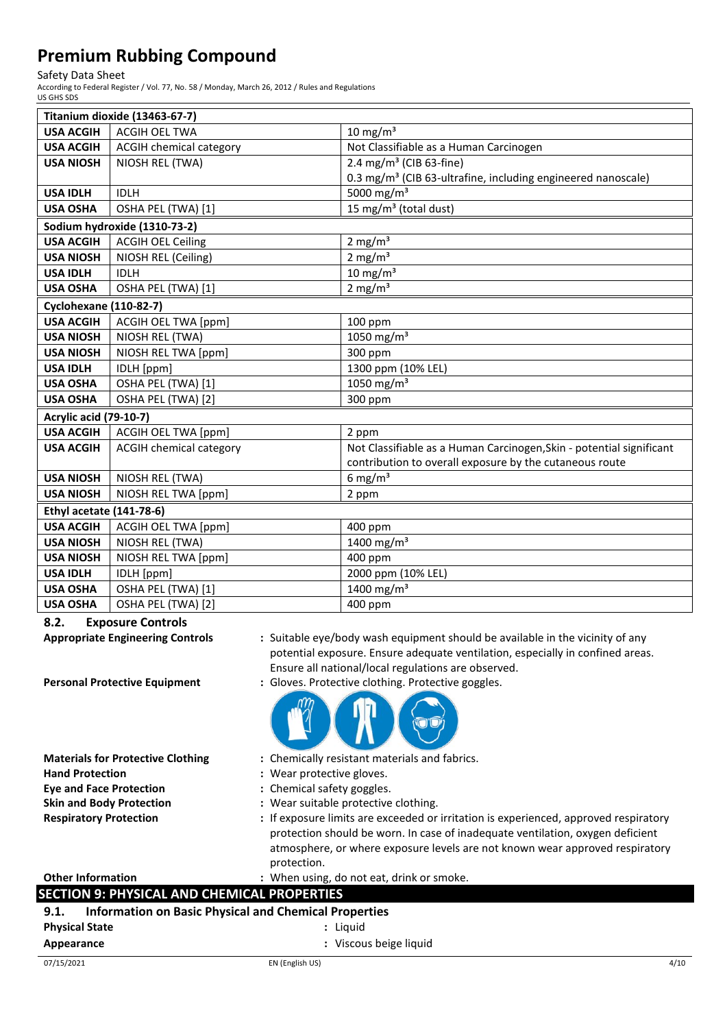| Titanium dioxide (13463-67-7) | | |
|---|---|---|
| USA ACGIH | ACGIH OEL TWA | 10 mg/m³ |
| USA ACGIH | ACGIH chemical category | Not Classifiable as a Human Carcinogen |
| USA NIOSH | NIOSH REL (TWA) | 2.4 mg/m³ (CIB 63-fine)<br>0.3 mg/m³ (CIB 63-ultrafine, including engineered nanoscale) |
| USA IDLH | IDLH | 5000 mg/m³ |
| USA OSHA | OSHA PEL (TWA) [1] | 15 mg/m³ (total dust) |
| **Sodium hydroxide (1310-73-2)** | | |
| USA ACGIH | ACGIH OEL Ceiling | 2 mg/m³ |
| USA NIOSH | NIOSH REL (Ceiling) | 2 mg/m³ |
| USA IDLH | IDLH | 10 mg/m³ |
| USA OSHA | OSHA PEL (TWA) [1] | 2 mg/m³ |
| **Cyclohexane (110-82-7)** | | |
| USA ACGIH | ACGIH OEL TWA [ppm] | 100 ppm |
| USA NIOSH | NIOSH REL (TWA) | 1050 mg/m³ |
| USA NIOSH | NIOSH REL TWA [ppm] | 300 ppm |
| USA IDLH | IDLH [ppm] | 1300 ppm (10% LEL) |
| USA OSHA | OSHA PEL (TWA) [1] | 1050 mg/m³ |
| USA OSHA | OSHA PEL (TWA) [2] | 300 ppm |
| **Acrylic acid (79-10-7)** | | |
| USA ACGIH | ACGIH OEL TWA [ppm] | 2 ppm |
| USA ACGIH | ACGIH chemical category | Not Classifiable as a Human Carcinogen,Skin - potential significant contribution to overall exposure by the cutaneous route |
| USA NIOSH | NIOSH REL (TWA) | 6 mg/m³ |
| USA NIOSH | NIOSH REL TWA [ppm] | 2 ppm |
| **Ethyl acetate (141-78-6)** | | |
| USA ACGIH | ACGIH OEL TWA [ppm] | 400 ppm |
| USA NIOSH | NIOSH REL (TWA) | 1400 mg/m³ |
| USA NIOSH | NIOSH REL TWA [ppm] | 400 ppm |
| USA IDLH | IDLH [ppm] | 2000 ppm (10% LEL) |
| USA OSHA | OSHA PEL (TWA) [1] | 1400 mg/m³ |
| USA OSHA | OSHA PEL (TWA) [2] | 400 ppm |

### 8.2. Exposure Controls

**Appropriate Engineering Controls** : Suitable eye/body wash equipment should be available in the vicinity of any potential exposure. Ensure adequate ventilation, especially in confined areas. Ensure all national/local regulations are observed.

**Personal Protective Equipment** : Gloves. Protective clothing. Protective goggles.

**Materials for Protective Clothing** : Chemically resistant materials and fabrics.

**Hand Protection** : Wear protective gloves.

**Eye and Face Protection** : Chemical safety goggles.

**Skin and Body Protection** : Wear suitable protective clothing.

**Respiratory Protection** : If exposure limits are exceeded or irritation is experienced, approved respiratory protection should be worn. In case of inadequate ventilation, oxygen deficient atmosphere, or where exposure levels are not known wear approved respiratory protection.

**Other Information** : When using, do not eat, drink or smoke.

## SECTION 9: PHYSICAL AND CHEMICAL PROPERTIES

### 9.1. Information on Basic Physical and Chemical Properties

**Physical State** : Liquid

**Appearance** : Viscous beige liquid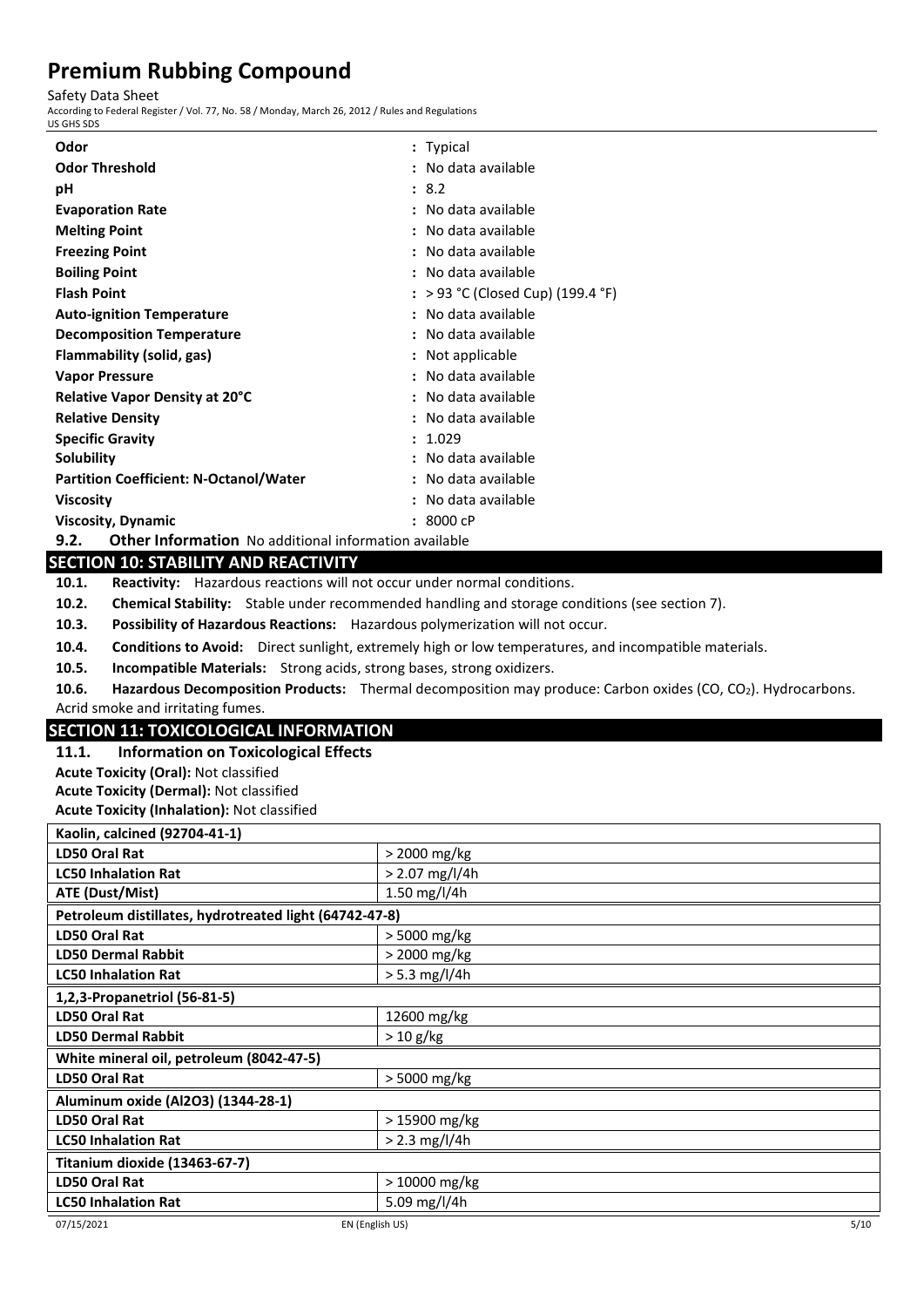| | |
|---|---|
| **Odor** | : Typical |
| **Odor Threshold** | : No data available |
| **pH** | : 8.2 |
| **Evaporation Rate** | : No data available |
| **Melting Point** | : No data available |
| **Freezing Point** | : No data available |
| **Boiling Point** | : No data available |
| **Flash Point** | : > 93 °C (Closed Cup) (199.4 °F) |
| **Auto-ignition Temperature** | : No data available |
| **Decomposition Temperature** | : No data available |
| **Flammability (solid, gas)** | : Not applicable |
| **Vapor Pressure** | : No data available |
| **Relative Vapor Density at 20°C** | : No data available |
| **Relative Density** | : No data available |
| **Specific Gravity** | : 1.029 |
| **Solubility** | : No data available |
| **Partition Coefficient: N-Octanol/Water** | : No data available |
| **Viscosity** | : No data available |
| **Viscosity, Dynamic** | : 8000 cP |

**9.2. Other Information** No additional information available

## SECTION 10: STABILITY AND REACTIVITY

**10.1. Reactivity:** Hazardous reactions will not occur under normal conditions.

**10.2. Chemical Stability:** Stable under recommended handling and storage conditions (see section 7).

**10.3. Possibility of Hazardous Reactions:** Hazardous polymerization will not occur.

**10.4. Conditions to Avoid:** Direct sunlight, extremely high or low temperatures, and incompatible materials.

**10.5. Incompatible Materials:** Strong acids, strong bases, strong oxidizers.

**10.6. Hazardous Decomposition Products:** Thermal decomposition may produce: Carbon oxides (CO, $CO_2$). Hydrocarbons. Acrid smoke and irritating fumes.

## SECTION 11: TOXICOLOGICAL INFORMATION

### 11.1. Information on Toxicological Effects

**Acute Toxicity (Oral):** Not classified

**Acute Toxicity (Dermal):** Not classified

**Acute Toxicity (Inhalation):** Not classified

| **Kaolin, calcined (92704-41-1)** | |
|---|---|
| **LD50 Oral Rat** | > 2000 mg/kg |
| **LC50 Inhalation Rat** | > 2.07 mg/l/4h |
| **ATE (Dust/Mist)** | 1.50 mg/l/4h |
| **Petroleum distillates, hydrotreated light (64742-47-8)** | |
| **LD50 Oral Rat** | > 5000 mg/kg |
| **LD50 Dermal Rabbit** | > 2000 mg/kg |
| **LC50 Inhalation Rat** | > 5.3 mg/l/4h |
| **1,2,3-Propanetriol (56-81-5)** | |
| **LD50 Oral Rat** | 12600 mg/kg |
| **LD50 Dermal Rabbit** | > 10 g/kg |
| **White mineral oil, petroleum (8042-47-5)** | |
| **LD50 Oral Rat** | > 5000 mg/kg |
| **Aluminum oxide (Al2O3) (1344-28-1)** | |
| **LD50 Oral Rat** | > 15900 mg/kg |
| **LC50 Inhalation Rat** | > 2.3 mg/l/4h |
| **Titanium dioxide (13463-67-7)** | |
| **LD50 Oral Rat** | > 10000 mg/kg |
| **LC50 Inhalation Rat** | 5.09 mg/l/4h |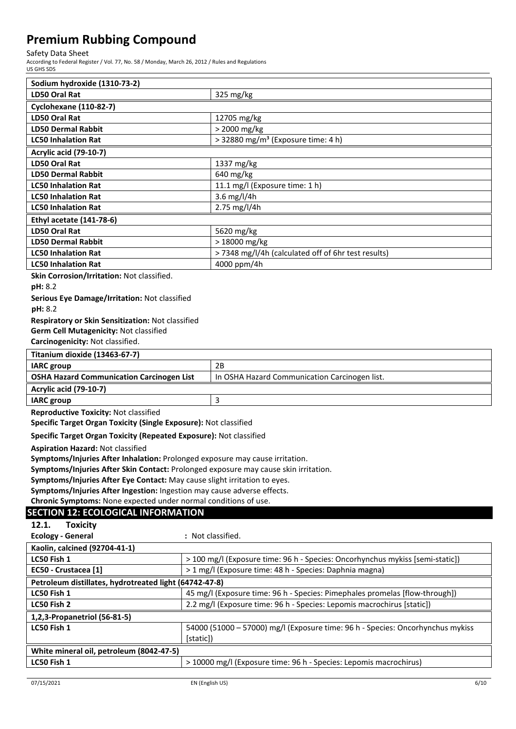| Sodium hydroxide (1310-73-2) | |
|---|---|
| **LD50 Oral Rat** | 325 mg/kg |
| **Cyclohexane (110-82-7)** | |
| **LD50 Oral Rat** | 12705 mg/kg |
| **LD50 Dermal Rabbit** | > 2000 mg/kg |
| **LC50 Inhalation Rat** | > 32880 mg/m³ (Exposure time: 4 h) |
| **Acrylic acid (79-10-7)** | |
| **LD50 Oral Rat** | 1337 mg/kg |
| **LD50 Dermal Rabbit** | 640 mg/kg |
| **LC50 Inhalation Rat** | 11.1 mg/l (Exposure time: 1 h) |
| **LC50 Inhalation Rat** | 3.6 mg/l/4h |
| **LC50 Inhalation Rat** | 2.75 mg/l/4h |
| **Ethyl acetate (141-78-6)** | |
| **LD50 Oral Rat** | 5620 mg/kg |
| **LD50 Dermal Rabbit** | > 18000 mg/kg |
| **LC50 Inhalation Rat** | > 7348 mg/l/4h (calculated off of 6hr test results) |
| **LC50 Inhalation Rat** | 4000 ppm/4h |

**Skin Corrosion/Irritation:** Not classified.

**pH:** 8.2

**Serious Eye Damage/Irritation:** Not classified

**pH:** 8.2

**Respiratory or Skin Sensitization:** Not classified

**Germ Cell Mutagenicity:** Not classified

**Carcinogenicity:** Not classified.

| Titanium dioxide (13463-67-7) | |
|---|---|
| **IARC group** | 2B |
| **OSHA Hazard Communication Carcinogen List** | In OSHA Hazard Communication Carcinogen list. |
| **Acrylic acid (79-10-7)** | |
| **IARC group** | 3 |

**Reproductive Toxicity:** Not classified

**Specific Target Organ Toxicity (Single Exposure):** Not classified

**Specific Target Organ Toxicity (Repeated Exposure):** Not classified

**Aspiration Hazard:** Not classified

**Symptoms/Injuries After Inhalation:** Prolonged exposure may cause irritation.

**Symptoms/Injuries After Skin Contact:** Prolonged exposure may cause skin irritation.

**Symptoms/Injuries After Eye Contact:** May cause slight irritation to eyes.

**Symptoms/Injuries After Ingestion:** Ingestion may cause adverse effects.

**Chronic Symptoms:** None expected under normal conditions of use.

## SECTION 12: ECOLOGICAL INFORMATION

### 12.1. Toxicity

**Ecology - General** : Not classified.

| Kaolin, calcined (92704-41-1) | |
|---|---|
| **LC50 Fish 1** | > 100 mg/l (Exposure time: 96 h - Species: Oncorhynchus mykiss [semi-static]) |
| **EC50 - Crustacea [1]** | > 1 mg/l (Exposure time: 48 h - Species: Daphnia magna) |
| **Petroleum distillates, hydrotreated light (64742-47-8)** | |
| **LC50 Fish 1** | 45 mg/l (Exposure time: 96 h - Species: Pimephales promelas [flow-through]) |
| **LC50 Fish 2** | 2.2 mg/l (Exposure time: 96 h - Species: Lepomis macrochirus [static]) |
| **1,2,3-Propanetriol (56-81-5)** | |
| **LC50 Fish 1** | 54000 (51000 – 57000) mg/l (Exposure time: 96 h - Species: Oncorhynchus mykiss [static]) |
| **White mineral oil, petroleum (8042-47-5)** | |
| **LC50 Fish 1** | > 10000 mg/l (Exposure time: 96 h - Species: Lepomis macrochirus) |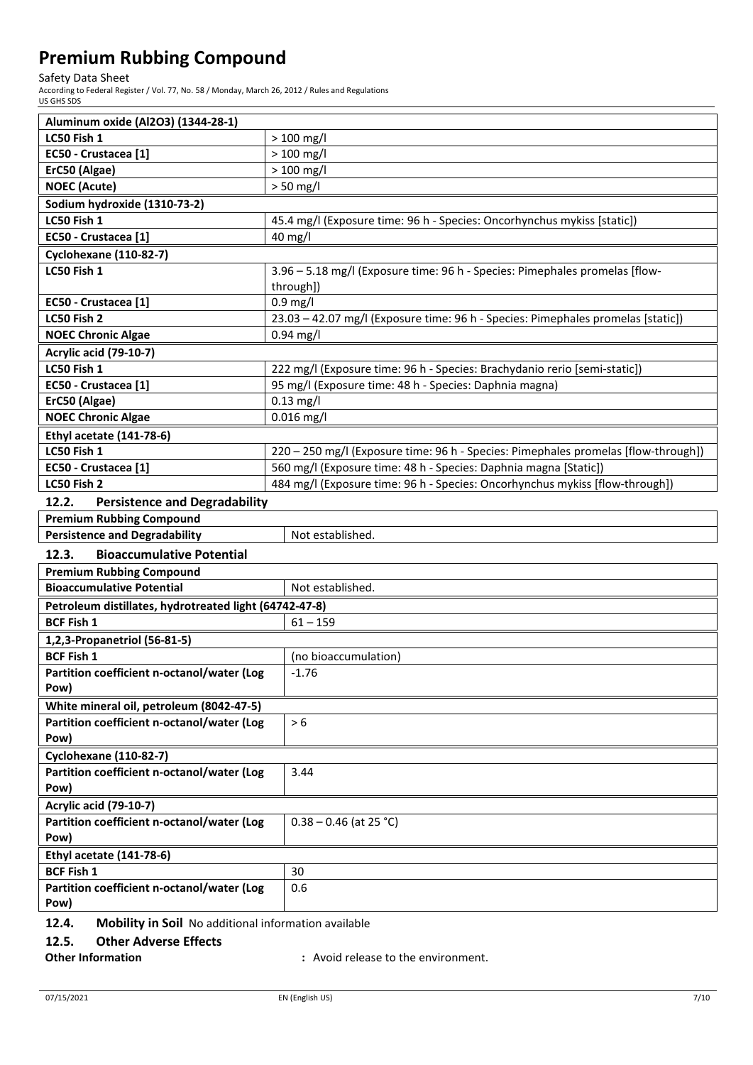| Aluminum oxide (Al2O3) (1344-28-1) | |
|---|---|
| **LC50 Fish 1** | > 100 mg/l |
| **EC50 - Crustacea [1]** | > 100 mg/l |
| **ErC50 (Algae)** | > 100 mg/l |
| **NOEC (Acute)** | > 50 mg/l |
| **Sodium hydroxide (1310-73-2)** | |
| **LC50 Fish 1** | 45.4 mg/l (Exposure time: 96 h - Species: Oncorhynchus mykiss [static]) |
| **EC50 - Crustacea [1]** | 40 mg/l |
| **Cyclohexane (110-82-7)** | |
| **LC50 Fish 1** | 3.96 – 5.18 mg/l (Exposure time: 96 h - Species: Pimephales promelas [flow-through]) |
| **EC50 - Crustacea [1]** | 0.9 mg/l |
| **LC50 Fish 2** | 23.03 – 42.07 mg/l (Exposure time: 96 h - Species: Pimephales promelas [static]) |
| **NOEC Chronic Algae** | 0.94 mg/l |
| **Acrylic acid (79-10-7)** | |
| **LC50 Fish 1** | 222 mg/l (Exposure time: 96 h - Species: Brachydanio rerio [semi-static]) |
| **EC50 - Crustacea [1]** | 95 mg/l (Exposure time: 48 h - Species: Daphnia magna) |
| **ErC50 (Algae)** | 0.13 mg/l |
| **NOEC Chronic Algae** | 0.016 mg/l |
| **Ethyl acetate (141-78-6)** | |
| **LC50 Fish 1** | 220 – 250 mg/l (Exposure time: 96 h - Species: Pimephales promelas [flow-through]) |
| **EC50 - Crustacea [1]** | 560 mg/l (Exposure time: 48 h - Species: Daphnia magna [Static]) |
| **LC50 Fish 2** | 484 mg/l (Exposure time: 96 h - Species: Oncorhynchus mykiss [flow-through]) |

### 12.2. Persistence and Degradability

| Premium Rubbing Compound | |
|---|---|
| **Persistence and Degradability** | Not established. |

### 12.3. Bioaccumulative Potential

| Premium Rubbing Compound | |
|---|---|
| **Bioaccumulative Potential** | Not established. |
| **Petroleum distillates, hydrotreated light (64742-47-8)** | |
| **BCF Fish 1** | 61 – 159 |
| **1,2,3-Propanetriol (56-81-5)** | |
| **BCF Fish 1** | (no bioaccumulation) |
| **Partition coefficient n-octanol/water (Log Pow)** | -1.76 |
| **White mineral oil, petroleum (8042-47-5)** | |
| **Partition coefficient n-octanol/water (Log Pow)** | > 6 |
| **Cyclohexane (110-82-7)** | |
| **Partition coefficient n-octanol/water (Log Pow)** | 3.44 |
| **Acrylic acid (79-10-7)** | |
| **Partition coefficient n-octanol/water (Log Pow)** | 0.38 – 0.46 (at 25 °C) |
| **Ethyl acetate (141-78-6)** | |
| **BCF Fish 1** | 30 |
| **Partition coefficient n-octanol/water (Log Pow)** | 0.6 |

### 12.4. Mobility in Soil

No additional information available

### 12.5. Other Adverse Effects

**Other Information** : Avoid release to the environment.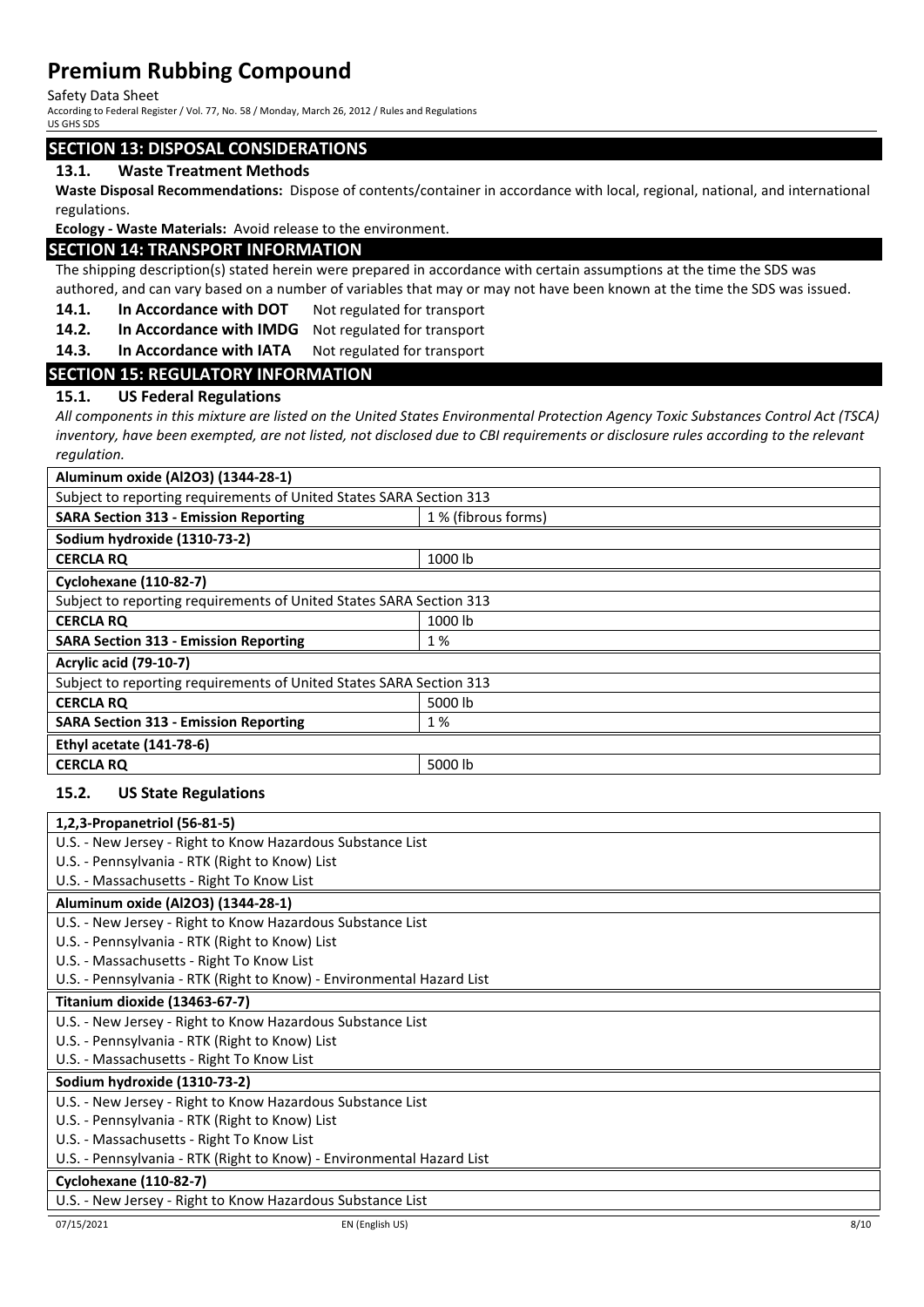## SECTION 13: DISPOSAL CONSIDERATIONS

### 13.1. Waste Treatment Methods

**Waste Disposal Recommendations:** Dispose of contents/container in accordance with local, regional, national, and international regulations.

**Ecology - Waste Materials:** Avoid release to the environment.

## SECTION 14: TRANSPORT INFORMATION

The shipping description(s) stated herein were prepared in accordance with certain assumptions at the time the SDS was authored, and can vary based on a number of variables that may or may not have been known at the time the SDS was issued.

**14.1. In Accordance with DOT** Not regulated for transport

**14.2. In Accordance with IMDG** Not regulated for transport

**14.3. In Accordance with IATA** Not regulated for transport

## SECTION 15: REGULATORY INFORMATION

### 15.1. US Federal Regulations

*All components in this mixture are listed on the United States Environmental Protection Agency Toxic Substances Control Act (TSCA) inventory, have been exempted, are not listed, not disclosed due to CBI requirements or disclosure rules according to the relevant regulation.*

| **Aluminum oxide (Al2O3) (1344-28-1)** | |
|---|---|
| Subject to reporting requirements of United States SARA Section 313 | |
| **SARA Section 313 - Emission Reporting** | 1 % (fibrous forms) |
| **Sodium hydroxide (1310-73-2)** | |
| **CERCLA RQ** | 1000 lb |
| **Cyclohexane (110-82-7)** | |
| Subject to reporting requirements of United States SARA Section 313 | |
| **CERCLA RQ** | 1000 lb |
| **SARA Section 313 - Emission Reporting** | 1 % |
| **Acrylic acid (79-10-7)** | |
| Subject to reporting requirements of United States SARA Section 313 | |
| **CERCLA RQ** | 5000 lb |
| **SARA Section 313 - Emission Reporting** | 1 % |
| **Ethyl acetate (141-78-6)** | |
| **CERCLA RQ** | 5000 lb |

### 15.2. US State Regulations

| **1,2,3-Propanetriol (56-81-5)** |
|---|
| U.S. - New Jersey - Right to Know Hazardous Substance List |
| U.S. - Pennsylvania - RTK (Right to Know) List |
| U.S. - Massachusetts - Right To Know List |
| **Aluminum oxide (Al2O3) (1344-28-1)** |
| U.S. - New Jersey - Right to Know Hazardous Substance List |
| U.S. - Pennsylvania - RTK (Right to Know) List |
| U.S. - Massachusetts - Right To Know List |
| U.S. - Pennsylvania - RTK (Right to Know) - Environmental Hazard List |
| **Titanium dioxide (13463-67-7)** |
| U.S. - New Jersey - Right to Know Hazardous Substance List |
| U.S. - Pennsylvania - RTK (Right to Know) List |
| U.S. - Massachusetts - Right To Know List |
| **Sodium hydroxide (1310-73-2)** |
| U.S. - New Jersey - Right to Know Hazardous Substance List |
| U.S. - Pennsylvania - RTK (Right to Know) List |
| U.S. - Massachusetts - Right To Know List |
| U.S. - Pennsylvania - RTK (Right to Know) - Environmental Hazard List |
| **Cyclohexane (110-82-7)** |
| U.S. - New Jersey - Right to Know Hazardous Substance List |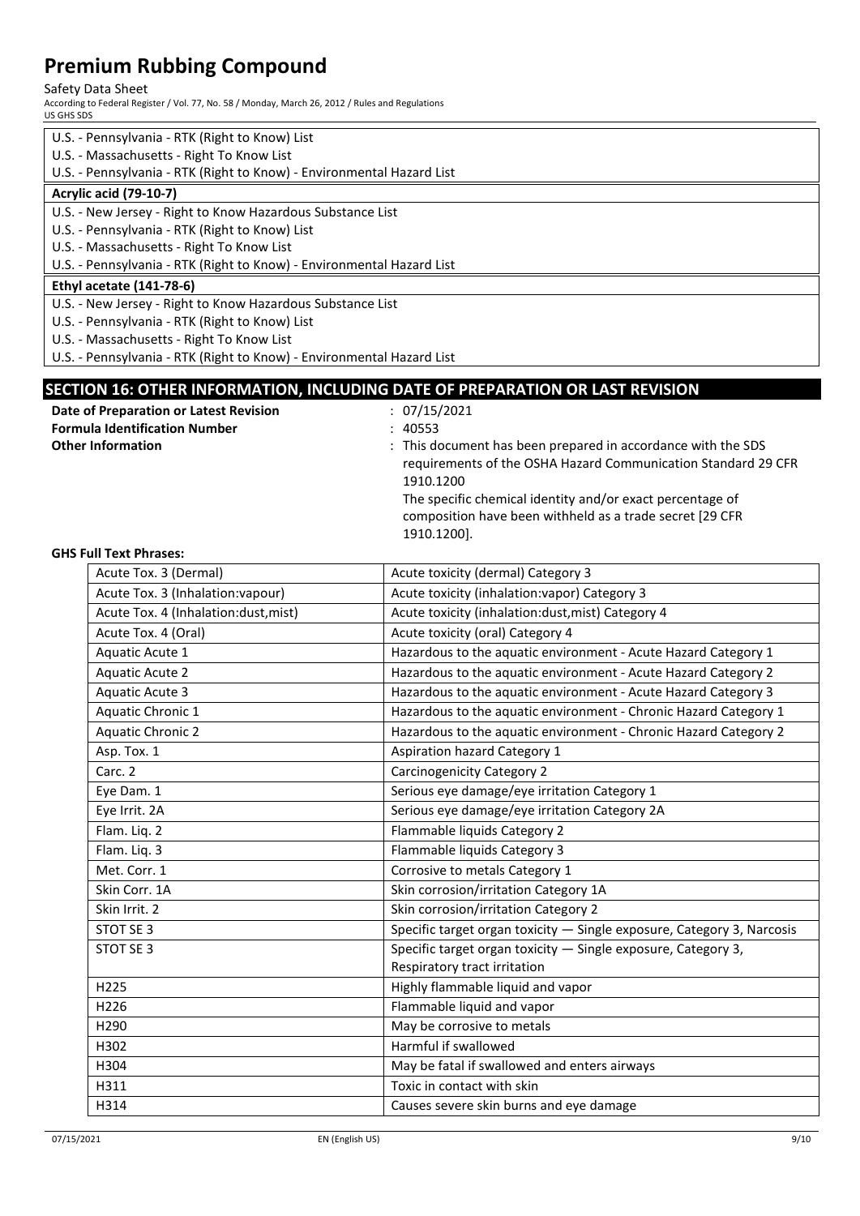| |
|---|
| U.S. - Pennsylvania - RTK (Right to Know) List |
| U.S. - Massachusetts - Right To Know List |
| U.S. - Pennsylvania - RTK (Right to Know) - Environmental Hazard List |
| **Acrylic acid (79-10-7)** |
| U.S. - New Jersey - Right to Know Hazardous Substance List |
| U.S. - Pennsylvania - RTK (Right to Know) List |
| U.S. - Massachusetts - Right To Know List |
| U.S. - Pennsylvania - RTK (Right to Know) - Environmental Hazard List |
| **Ethyl acetate (141-78-6)** |
| U.S. - New Jersey - Right to Know Hazardous Substance List |
| U.S. - Pennsylvania - RTK (Right to Know) List |
| U.S. - Massachusetts - Right To Know List |
| U.S. - Pennsylvania - RTK (Right to Know) - Environmental Hazard List |

## SECTION 16: OTHER INFORMATION, INCLUDING DATE OF PREPARATION OR LAST REVISION

**Date of Preparation or Latest Revision** : 07/15/2021

**Formula Identification Number** : 40553

**Other Information** : This document has been prepared in accordance with the SDS requirements of the OSHA Hazard Communication Standard 29 CFR 1910.1200
The specific chemical identity and/or exact percentage of composition have been withheld as a trade secret [29 CFR 1910.1200].

**GHS Full Text Phrases:**

| | |
|---|---|
| Acute Tox. 3 (Dermal) | Acute toxicity (dermal) Category 3 |
| Acute Tox. 3 (Inhalation:vapour) | Acute toxicity (inhalation:vapor) Category 3 |
| Acute Tox. 4 (Inhalation:dust,mist) | Acute toxicity (inhalation:dust,mist) Category 4 |
| Acute Tox. 4 (Oral) | Acute toxicity (oral) Category 4 |
| Aquatic Acute 1 | Hazardous to the aquatic environment - Acute Hazard Category 1 |
| Aquatic Acute 2 | Hazardous to the aquatic environment - Acute Hazard Category 2 |
| Aquatic Acute 3 | Hazardous to the aquatic environment - Acute Hazard Category 3 |
| Aquatic Chronic 1 | Hazardous to the aquatic environment - Chronic Hazard Category 1 |
| Aquatic Chronic 2 | Hazardous to the aquatic environment - Chronic Hazard Category 2 |
| Asp. Tox. 1 | Aspiration hazard Category 1 |
| Carc. 2 | Carcinogenicity Category 2 |
| Eye Dam. 1 | Serious eye damage/eye irritation Category 1 |
| Eye Irrit. 2A | Serious eye damage/eye irritation Category 2A |
| Flam. Liq. 2 | Flammable liquids Category 2 |
| Flam. Liq. 3 | Flammable liquids Category 3 |
| Met. Corr. 1 | Corrosive to metals Category 1 |
| Skin Corr. 1A | Skin corrosion/irritation Category 1A |
| Skin Irrit. 2 | Skin corrosion/irritation Category 2 |
| STOT SE 3 | Specific target organ toxicity — Single exposure, Category 3, Narcosis |
| STOT SE 3 | Specific target organ toxicity — Single exposure, Category 3, Respiratory tract irritation |
| H225 | Highly flammable liquid and vapor |
| H226 | Flammable liquid and vapor |
| H290 | May be corrosive to metals |
| H302 | Harmful if swallowed |
| H304 | May be fatal if swallowed and enters airways |
| H311 | Toxic in contact with skin |
| H314 | Causes severe skin burns and eye damage |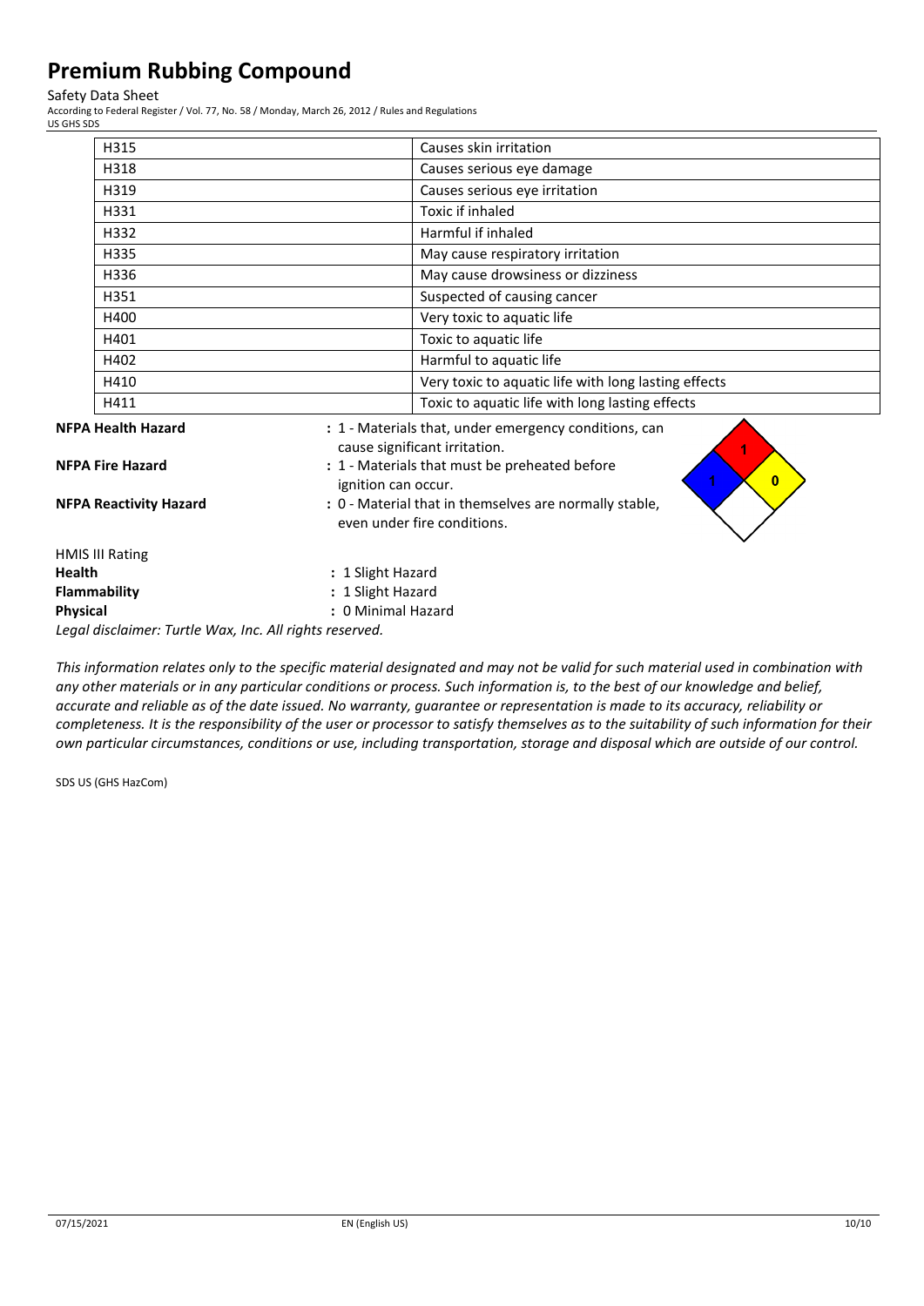| | |
|---|---|
| H315 | Causes skin irritation |
| H318 | Causes serious eye damage |
| H319 | Causes serious eye irritation |
| H331 | Toxic if inhaled |
| H332 | Harmful if inhaled |
| H335 | May cause respiratory irritation |
| H336 | May cause drowsiness or dizziness |
| H351 | Suspected of causing cancer |
| H400 | Very toxic to aquatic life |
| H401 | Toxic to aquatic life |
| H402 | Harmful to aquatic life |
| H410 | Very toxic to aquatic life with long lasting effects |
| H411 | Toxic to aquatic life with long lasting effects |

**NFPA Health Hazard** : 1 - Materials that, under emergency conditions, can cause significant irritation.

**NFPA Fire Hazard** : 1 - Materials that must be preheated before ignition can occur.

**NFPA Reactivity Hazard** : 0 - Material that in themselves are normally stable, even under fire conditions.

1
1
0

HMIS III Rating

**Health** : 1 Slight Hazard

**Flammability** : 1 Slight Hazard

**Physical** : 0 Minimal Hazard

*Legal disclaimer: Turtle Wax, Inc. All rights reserved.*

*This information relates only to the specific material designated and may not be valid for such material used in combination with any other materials or in any particular conditions or process. Such information is, to the best of our knowledge and belief, accurate and reliable as of the date issued. No warranty, guarantee or representation is made to its accuracy, reliability or completeness. It is the responsibility of the user or processor to satisfy themselves as to the suitability of such information for their own particular circumstances, conditions or use, including transportation, storage and disposal which are outside of our control.*

SDS US (GHS HazCom)